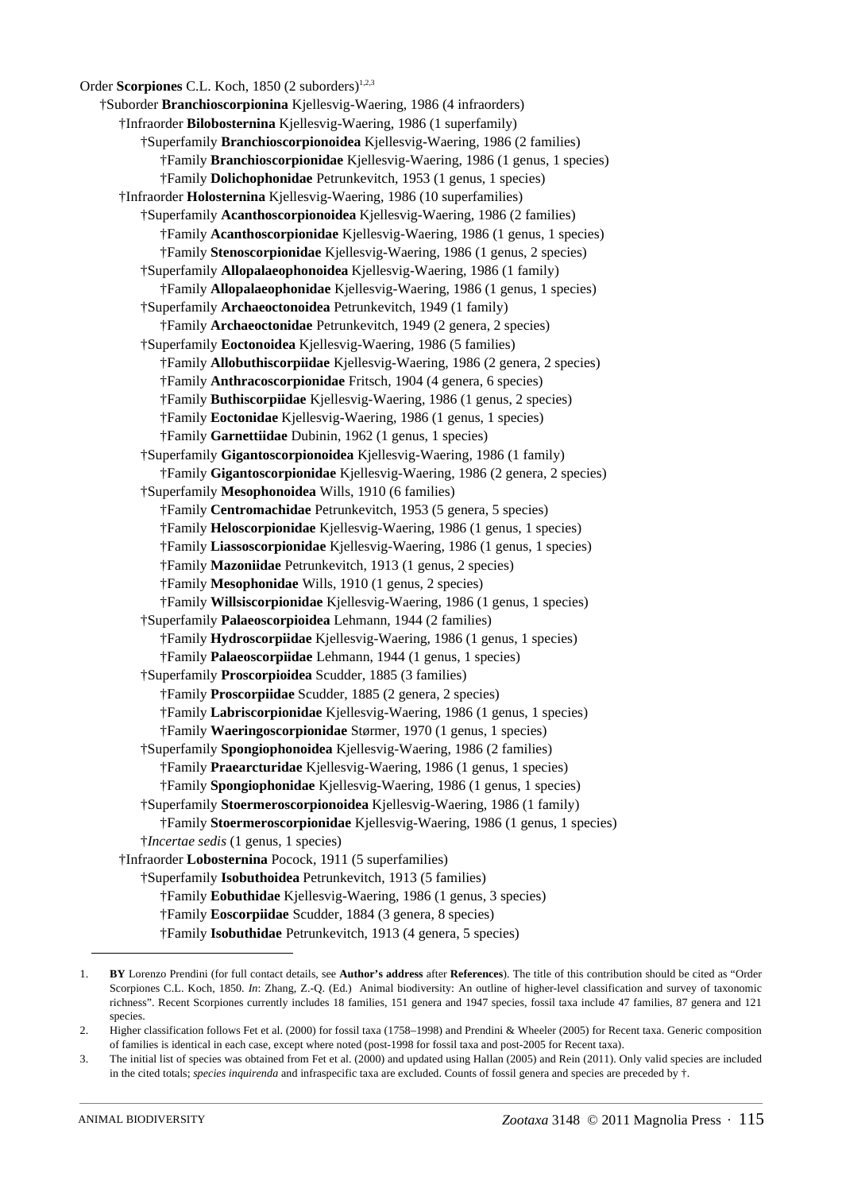Order **Scorpiones** C.L. Koch, 1850 (2 suborders)[1,2,3]

- †Suborder **Branchioscorpionina** Kjellesvig-Waering, 1986 (4 infraorders)
  - †Infraorder **Bilobosternina** Kjellesvig-Waering, 1986 (1 superfamily)
    - †Superfamily **Branchioscorpionoidea** Kjellesvig-Waering, 1986 (2 families)
      - †Family **Branchioscorpionidae** Kjellesvig-Waering, 1986 (1 genus, 1 species)
      - †Family **Dolichophonidae** Petrunkevitch, 1953 (1 genus, 1 species)
  - †Infraorder **Holosternina** Kjellesvig-Waering, 1986 (10 superfamilies)
    - †Superfamily **Acanthoscorpionoidea** Kjellesvig-Waering, 1986 (2 families)
      - †Family **Acanthoscorpionidae** Kjellesvig-Waering, 1986 (1 genus, 1 species)
      - †Family **Stenoscorpionidae** Kjellesvig-Waering, 1986 (1 genus, 2 species)
    - †Superfamily **Allopalaeophonoidea** Kjellesvig-Waering, 1986 (1 family)
      - †Family **Allopalaeophonidae** Kjellesvig-Waering, 1986 (1 genus, 1 species)
    - †Superfamily **Archaeoctonoidea** Petrunkevitch, 1949 (1 family)
      - †Family **Archaeoctonidae** Petrunkevitch, 1949 (2 genera, 2 species)
    - †Superfamily **Eoctonoidea** Kjellesvig-Waering, 1986 (5 families)
      - †Family **Allobuthiscorpiidae** Kjellesvig-Waering, 1986 (2 genera, 2 species)
      - †Family **Anthracoscorpionidae** Fritsch, 1904 (4 genera, 6 species)
      - †Family **Buthiscorpiidae** Kjellesvig-Waering, 1986 (1 genus, 2 species)
      - †Family **Eoctonidae** Kjellesvig-Waering, 1986 (1 genus, 1 species)
      - †Family **Garnettiidae** Dubinin, 1962 (1 genus, 1 species)
    - †Superfamily **Gigantoscorpionoidea** Kjellesvig-Waering, 1986 (1 family)
      - †Family **Gigantoscorpionidae** Kjellesvig-Waering, 1986 (2 genera, 2 species)
    - †Superfamily **Mesophonoidea** Wills, 1910 (6 families)
      - †Family **Centromachidae** Petrunkevitch, 1953 (5 genera, 5 species)
      - †Family **Heloscorpionidae** Kjellesvig-Waering, 1986 (1 genus, 1 species)
      - †Family **Liassoscorpionidae** Kjellesvig-Waering, 1986 (1 genus, 1 species)
      - †Family **Mazoniidae** Petrunkevitch, 1913 (1 genus, 2 species)
      - †Family **Mesophonidae** Wills, 1910 (1 genus, 2 species)
      - †Family **Willsiscorpionidae** Kjellesvig-Waering, 1986 (1 genus, 1 species)
    - †Superfamily **Palaeoscorpioidea** Lehmann, 1944 (2 families)
      - †Family **Hydroscorpiidae** Kjellesvig-Waering, 1986 (1 genus, 1 species)
      - †Family **Palaeoscorpiidae** Lehmann, 1944 (1 genus, 1 species)
    - †Superfamily **Proscorpioidea** Scudder, 1885 (3 families)
      - †Family **Proscorpiidae** Scudder, 1885 (2 genera, 2 species)
      - †Family **Labriscorpionidae** Kjellesvig-Waering, 1986 (1 genus, 1 species)
      - †Family **Waeringoscorpionidae** Størmer, 1970 (1 genus, 1 species)
    - †Superfamily **Spongiophonoidea** Kjellesvig-Waering, 1986 (2 families)
      - †Family **Praearcturidae** Kjellesvig-Waering, 1986 (1 genus, 1 species)
      - †Family **Spongiophonidae** Kjellesvig-Waering, 1986 (1 genus, 1 species)
    - †Superfamily **Stoermeroscorpionoidea** Kjellesvig-Waering, 1986 (1 family)
      - †Family **Stoermeroscorpionidae** Kjellesvig-Waering, 1986 (1 genus, 1 species)
    - †*Incertae sedis* (1 genus, 1 species)
  - †Infraorder **Lobosternina** Pocock, 1911 (5 superfamilies)
    - †Superfamily **Isobuthoidea** Petrunkevitch, 1913 (5 families)
      - †Family **Eobuthidae** Kjellesvig-Waering, 1986 (1 genus, 3 species)
      - †Family **Eoscorpiidae** Scudder, 1884 (3 genera, 8 species)
      - †Family **Isobuthidae** Petrunkevitch, 1913 (4 genera, 5 species)

---

1. **BY** Lorenzo Prendini (for full contact details, see **Author's address** after **References**). The title of this contribution should be cited as "Order Scorpiones C.L. Koch, 1850. *In*: Zhang, Z.-Q. (Ed.) Animal biodiversity: An outline of higher-level classification and survey of taxonomic richness". Recent Scorpiones currently includes 18 families, 151 genera and 1947 species, fossil taxa include 47 families, 87 genera and 121 species.
2. Higher classification follows Fet et al. (2000) for fossil taxa (1758–1998) and Prendini & Wheeler (2005) for Recent taxa. Generic composition of families is identical in each case, except where noted (post-1998 for fossil taxa and post-2005 for Recent taxa).
3. The initial list of species was obtained from Fet et al. (2000) and updated using Hallan (2005) and Rein (2011). Only valid species are included in the cited totals; *species inquirenda* and infraspecific taxa are excluded. Counts of fossil genera and species are preceded by †.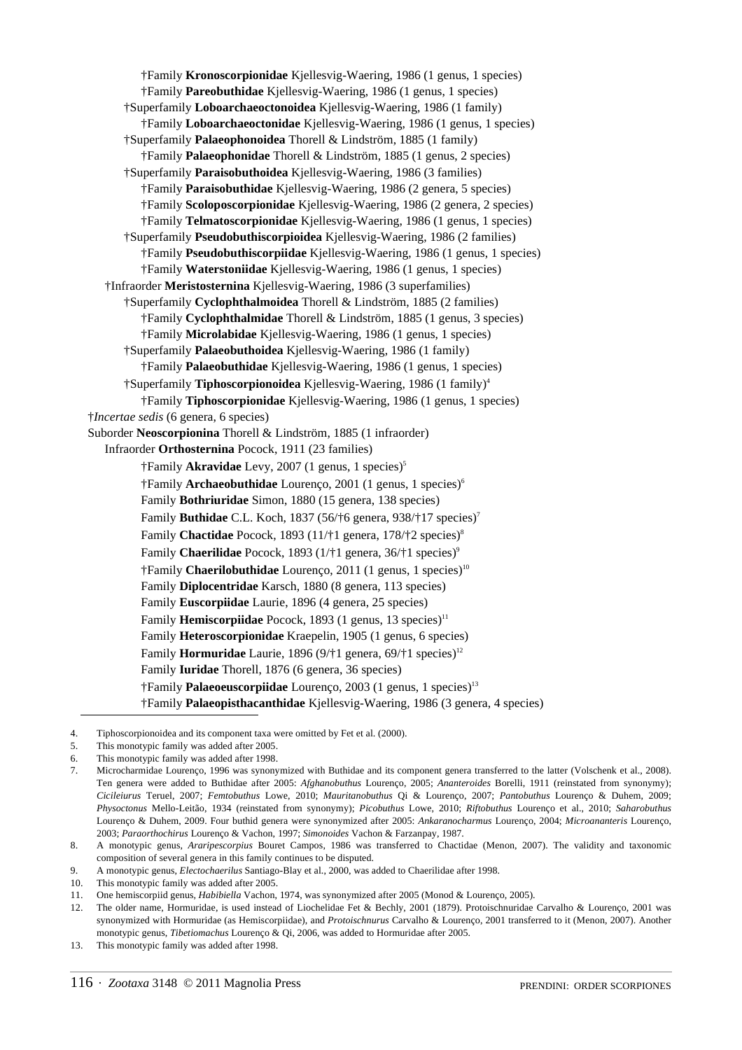†Family **Kronoscorpionidae** Kjellesvig-Waering, 1986 (1 genus, 1 species)
†Family **Pareobuthidae** Kjellesvig-Waering, 1986 (1 genus, 1 species)
†Superfamily **Loboarchaeoctonoidea** Kjellesvig-Waering, 1986 (1 family)
†Family **Loboarchaeoctonidae** Kjellesvig-Waering, 1986 (1 genus, 1 species)
†Superfamily **Palaeophonoidea** Thorell & Lindström, 1885 (1 family)
†Family **Palaeophonidae** Thorell & Lindström, 1885 (1 genus, 2 species)
†Superfamily **Paraisobuthoidea** Kjellesvig-Waering, 1986 (3 families)
†Family **Paraisobuthidae** Kjellesvig-Waering, 1986 (2 genera, 5 species)
†Family **Scoloposcorpionidae** Kjellesvig-Waering, 1986 (2 genera, 2 species)
†Family **Telmatoscorpionidae** Kjellesvig-Waering, 1986 (1 genus, 1 species)
†Superfamily **Pseudobuthiscorpioidea** Kjellesvig-Waering, 1986 (2 families)
†Family **Pseudobuthiscorpiidae** Kjellesvig-Waering, 1986 (1 genus, 1 species)
†Family **Waterstoniidae** Kjellesvig-Waering, 1986 (1 genus, 1 species)
†Infraorder **Meristosternina** Kjellesvig-Waering, 1986 (3 superfamilies)
†Superfamily **Cyclophthalmoidea** Thorell & Lindström, 1885 (2 families)
†Family **Cyclophthalmidae** Thorell & Lindström, 1885 (1 genus, 3 species)
†Family **Microlabidae** Kjellesvig-Waering, 1986 (1 genus, 1 species)
†Superfamily **Palaeobuthoidea** Kjellesvig-Waering, 1986 (1 family)
†Family **Palaeobuthidae** Kjellesvig-Waering, 1986 (1 genus, 1 species)
†Superfamily **Tiphoscorpionoidea** Kjellesvig-Waering, 1986 (1 family)[4]
†Family **Tiphoscorpionidae** Kjellesvig-Waering, 1986 (1 genus, 1 species)
†*Incertae sedis* (6 genera, 6 species)
Suborder **Neoscorpionina** Thorell & Lindström, 1885 (1 infraorder)
Infraorder **Orthosternina** Pocock, 1911 (23 families)
†Family **Akravidae** Levy, 2007 (1 genus, 1 species)[5]
†Family **Archaeobuthidae** Lourenço, 2001 (1 genus, 1 species)[6]
Family **Bothriuridae** Simon, 1880 (15 genera, 138 species)
Family **Buthidae** C.L. Koch, 1837 (56/†6 genera, 938/†17 species)[7]
Family **Chactidae** Pocock, 1893 (11/†1 genera, 178/†2 species)[8]
Family **Chaerilidae** Pocock, 1893 (1/†1 genera, 36/†1 species)[9]
†Family **Chaerilobuthidae** Lourenço, 2011 (1 genus, 1 species)[10]
Family **Diplocentridae** Karsch, 1880 (8 genera, 113 species)
Family **Euscorpiidae** Laurie, 1896 (4 genera, 25 species)
Family **Hemiscorpiidae** Pocock, 1893 (1 genus, 13 species)[11]
Family **Heteroscorpionidae** Kraepelin, 1905 (1 genus, 6 species)
Family **Hormuridae** Laurie, 1896 (9/†1 genera, 69/†1 species)[12]
Family **Iuridae** Thorell, 1876 (6 genera, 36 species)
†Family **Palaeoeuscorpiidae** Lourenço, 2003 (1 genus, 1 species)[13]
†Family **Palaeopisthacanthidae** Kjellesvig-Waering, 1986 (3 genera, 4 species)

---

4. Tiphoscorpionoidea and its component taxa were omitted by Fet et al. (2000).
5. This monotypic family was added after 2005.
6. This monotypic family was added after 1998.
7. Microcharmidae Lourenço, 1996 was synonymized with Buthidae and its component genera transferred to the latter (Volschenk et al., 2008). Ten genera were added to Buthidae after 2005: *Afghanobuthus* Lourenço, 2005; *Ananteroides* Borelli, 1911 (reinstated from synonymy); *Cicileiurus* Teruel, 2007; *Femtobuthus* Lowe, 2010; *Mauritanobuthus* Qi & Lourenço, 2007; *Pantobuthus* Lourenço & Duhem, 2009; *Physoctonus* Mello-Leitão, 1934 (reinstated from synonymy); *Picobuthus* Lowe, 2010; *Riftobuthus* Lourenço et al., 2010; *Saharobuthus* Lourenço & Duhem, 2009. Four buthid genera were synonymized after 2005: *Ankaranocharmus* Lourenço, 2004; *Microananteris* Lourenço, 2003; *Paraorthochirus* Lourenço & Vachon, 1997; *Simonoides* Vachon & Farzanpay, 1987.
8. A monotypic genus, *Araripescorpius* Bouret Campos, 1986 was transferred to Chactidae (Menon, 2007). The validity and taxonomic composition of several genera in this family continues to be disputed.
9. A monotypic genus, *Electochaerilus* Santiago-Blay et al., 2000, was added to Chaerilidae after 1998.
10. This monotypic family was added after 2005.
11. One hemiscorpiid genus, *Habibiella* Vachon, 1974, was synonymized after 2005 (Monod & Lourenço, 2005).
12. The older name, Hormuridae, is used instead of Liochelidae Fet & Bechly, 2001 (1879). Protoischnuridae Carvalho & Lourenço, 2001 was synonymized with Hormuridae (as Hemiscorpiidae), and *Protoischnurus* Carvalho & Lourenço, 2001 transferred to it (Menon, 2007). Another monotypic genus, *Tibetiomachus* Lourenço & Qi, 2006, was added to Hormuridae after 2005.
13. This monotypic family was added after 1998.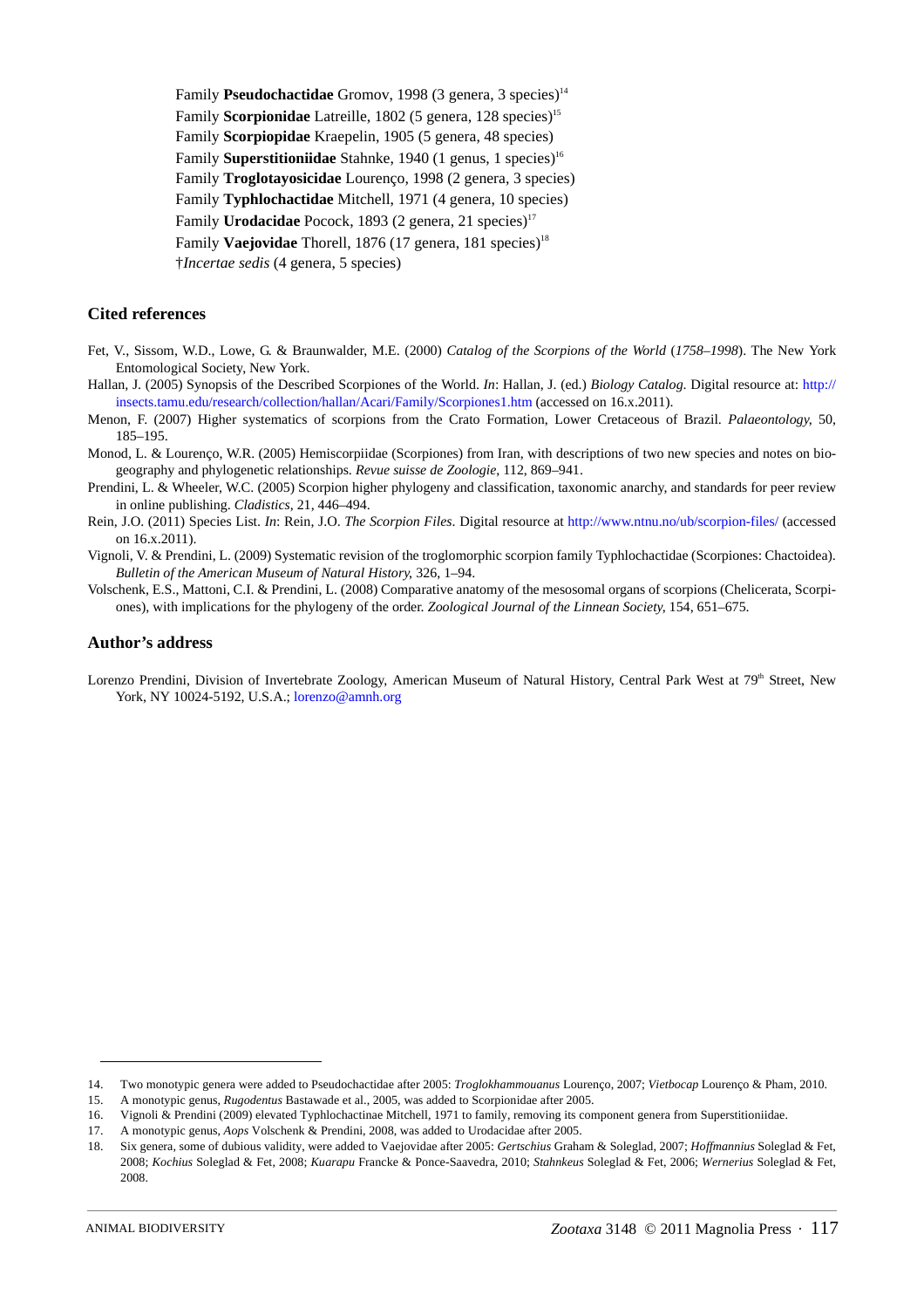Family **Pseudochactidae** Gromov, 1998 (3 genera, 3 species)[14]
Family **Scorpionidae** Latreille, 1802 (5 genera, 128 species)[15]
Family **Scorpiopidae** Kraepelin, 1905 (5 genera, 48 species)
Family **Superstitioniidae** Stahnke, 1940 (1 genus, 1 species)[16]
Family **Troglotayosicidae** Lourenço, 1998 (2 genera, 3 species)
Family **Typhlochactidae** Mitchell, 1971 (4 genera, 10 species)
Family **Urodacidae** Pocock, 1893 (2 genera, 21 species)[17]
Family **Vaejovidae** Thorell, 1876 (17 genera, 181 species)[18]
†*Incertae sedis* (4 genera, 5 species)

## Cited references

Fet, V., Sissom, W.D., Lowe, G. & Braunwalder, M.E. (2000) *Catalog of the Scorpions of the World* (*1758–1998*). The New York Entomological Society, New York.

Hallan, J. (2005) Synopsis of the Described Scorpiones of the World. *In*: Hallan, J. (ed.) *Biology Catalog*. Digital resource at: http://insects.tamu.edu/research/collection/hallan/Acari/Family/Scorpiones1.htm (accessed on 16.x.2011).

Menon, F. (2007) Higher systematics of scorpions from the Crato Formation, Lower Cretaceous of Brazil. *Palaeontology*, 50, 185–195.

Monod, L. & Lourenço, W.R. (2005) Hemiscorpiidae (Scorpiones) from Iran, with descriptions of two new species and notes on biogeography and phylogenetic relationships. *Revue suisse de Zoologie*, 112, 869–941.

Prendini, L. & Wheeler, W.C. (2005) Scorpion higher phylogeny and classification, taxonomic anarchy, and standards for peer review in online publishing. *Cladistics*, 21, 446–494.

Rein, J.O. (2011) Species List. *In*: Rein, J.O. *The Scorpion Files*. Digital resource at http://www.ntnu.no/ub/scorpion-files/ (accessed on 16.x.2011).

Vignoli, V. & Prendini, L. (2009) Systematic revision of the troglomorphic scorpion family Typhlochactidae (Scorpiones: Chactoidea). *Bulletin of the American Museum of Natural History*, 326, 1–94.

Volschenk, E.S., Mattoni, C.I. & Prendini, L. (2008) Comparative anatomy of the mesosomal organs of scorpions (Chelicerata, Scorpiones), with implications for the phylogeny of the order. *Zoological Journal of the Linnean Society*, 154, 651–675.

## Author's address

Lorenzo Prendini, Division of Invertebrate Zoology, American Museum of Natural History, Central Park West at 79th Street, New York, NY 10024-5192, U.S.A.; lorenzo@amnh.org

---

14. Two monotypic genera were added to Pseudochactidae after 2005: *Troglokhammouanus* Lourenço, 2007; *Vietbocap* Lourenço & Pham, 2010.
15. A monotypic genus, *Rugodentus* Bastawade et al., 2005, was added to Scorpionidae after 2005.
16. Vignoli & Prendini (2009) elevated Typhlochactinae Mitchell, 1971 to family, removing its component genera from Superstitioniidae.
17. A monotypic genus, *Aops* Volschenk & Prendini, 2008, was added to Urodacidae after 2005.
18. Six genera, some of dubious validity, were added to Vaejovidae after 2005: *Gertschius* Graham & Soleglad, 2007; *Hoffmannius* Soleglad & Fet, 2008; *Kochius* Soleglad & Fet, 2008; *Kuarapu* Francke & Ponce-Saavedra, 2010; *Stahnkeus* Soleglad & Fet, 2006; *Wernerius* Soleglad & Fet, 2008.